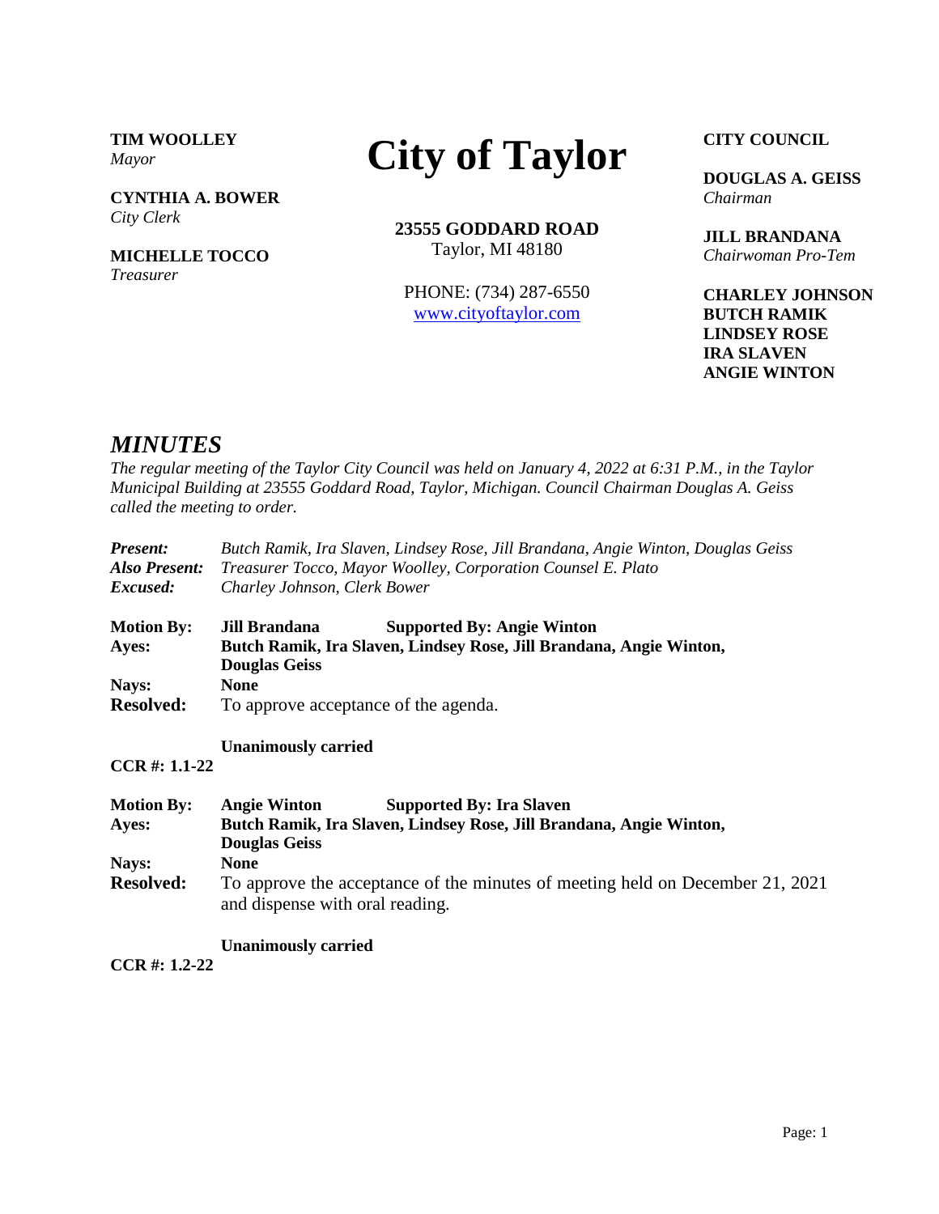**TIM WOOLLEY**
*Mayor*

**CYNTHIA A. BOWER**
*City Clerk*

**MICHELLE TOCCO**
*Treasurer*

# City of Taylor

**23555 GODDARD ROAD**
Taylor, MI 48180

PHONE: (734) 287-6550
www.cityoftaylor.com

**CITY COUNCIL**

**DOUGLAS A. GEISS**
*Chairman*

**JILL BRANDANA**
*Chairwoman Pro-Tem*

**CHARLEY JOHNSON**
**BUTCH RAMIK**
**LINDSEY ROSE**
**IRA SLAVEN**
**ANGIE WINTON**

## *MINUTES*

*The regular meeting of the Taylor City Council was held on January 4, 2022 at 6:31 P.M., in the Taylor Municipal Building at 23555 Goddard Road, Taylor, Michigan. Council Chairman Douglas A. Geiss called the meeting to order.*

***Present:*** *Butch Ramik, Ira Slaven, Lindsey Rose, Jill Brandana, Angie Winton, Douglas Geiss*
***Also Present:*** *Treasurer Tocco, Mayor Woolley, Corporation Counsel E. Plato*
***Excused:*** *Charley Johnson, Clerk Bower*

**Motion By:** **Jill Brandana** **Supported By: Angie Winton**
**Ayes:** **Butch Ramik, Ira Slaven, Lindsey Rose, Jill Brandana, Angie Winton, Douglas Geiss**
**Nays:** **None**
**Resolved:** To approve acceptance of the agenda.

**Unanimously carried**

**CCR #: 1.1-22**

**Motion By:** **Angie Winton** **Supported By: Ira Slaven**
**Ayes:** **Butch Ramik, Ira Slaven, Lindsey Rose, Jill Brandana, Angie Winton, Douglas Geiss**
**Nays:** **None**
**Resolved:** To approve the acceptance of the minutes of meeting held on December 21, 2021 and dispense with oral reading.

**Unanimously carried**

**CCR #: 1.2-22**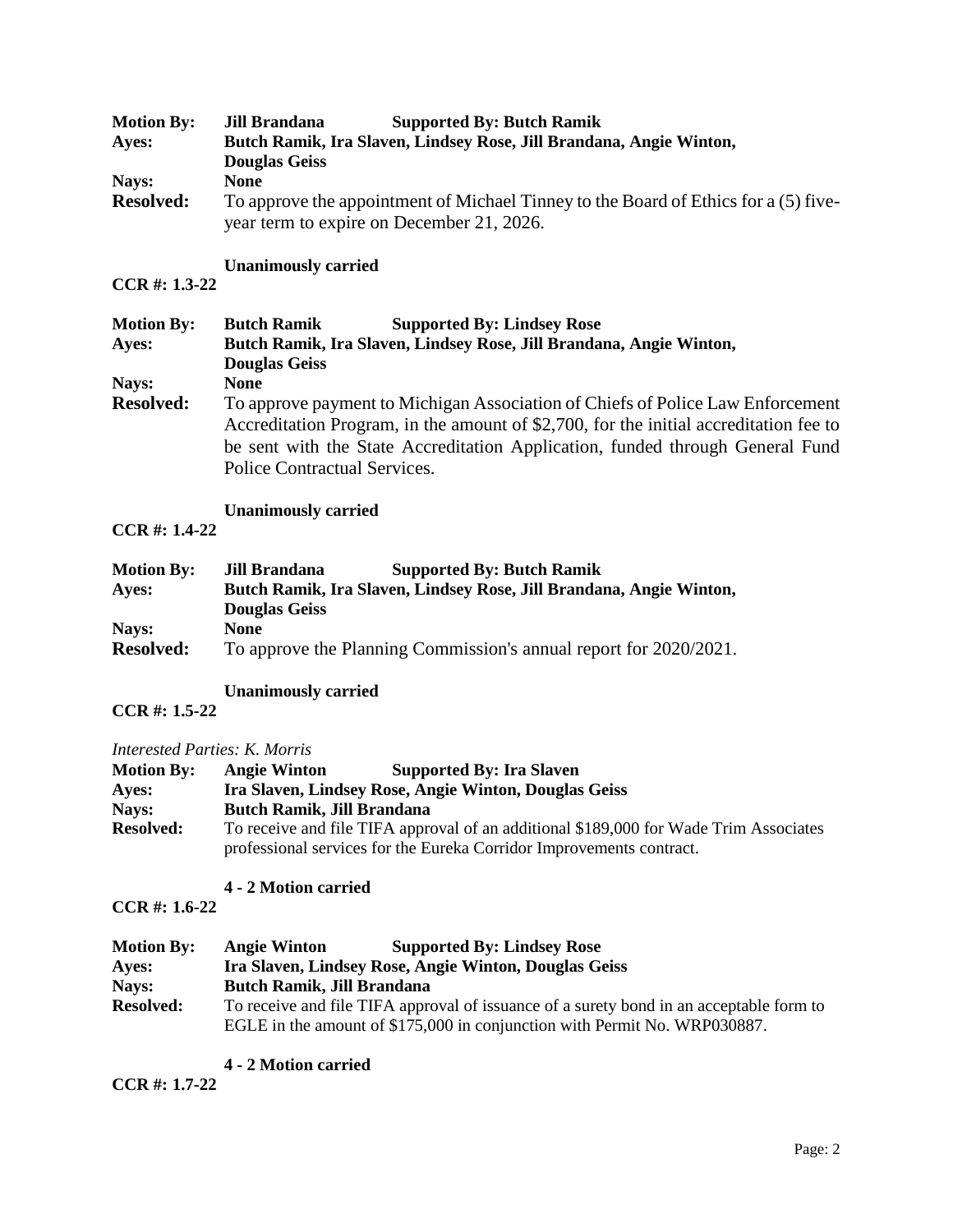**Motion By:** **Jill Brandana** **Supported By: Butch Ramik**
**Ayes:** **Butch Ramik, Ira Slaven, Lindsey Rose, Jill Brandana, Angie Winton, Douglas Geiss**
**Nays:** **None**
**Resolved:** To approve the appointment of Michael Tinney to the Board of Ethics for a (5) five-year term to expire on December 21, 2026.

**Unanimously carried**

**CCR #: 1.3-22**

**Motion By:** **Butch Ramik** **Supported By: Lindsey Rose**
**Ayes:** **Butch Ramik, Ira Slaven, Lindsey Rose, Jill Brandana, Angie Winton, Douglas Geiss**
**Nays:** **None**
**Resolved:** To approve payment to Michigan Association of Chiefs of Police Law Enforcement Accreditation Program, in the amount of $2,700, for the initial accreditation fee to be sent with the State Accreditation Application, funded through General Fund Police Contractual Services.

**Unanimously carried**

**CCR #: 1.4-22**

**Motion By:** **Jill Brandana** **Supported By: Butch Ramik**
**Ayes:** **Butch Ramik, Ira Slaven, Lindsey Rose, Jill Brandana, Angie Winton, Douglas Geiss**
**Nays:** **None**
**Resolved:** To approve the Planning Commission's annual report for 2020/2021.

**Unanimously carried**

**CCR #: 1.5-22**

*Interested Parties: K. Morris*
**Motion By:** **Angie Winton** **Supported By: Ira Slaven**
**Ayes:** **Ira Slaven, Lindsey Rose, Angie Winton, Douglas Geiss**
**Nays:** **Butch Ramik, Jill Brandana**
**Resolved:** To receive and file TIFA approval of an additional $189,000 for Wade Trim Associates professional services for the Eureka Corridor Improvements contract.

**4 - 2 Motion carried**

**CCR #: 1.6-22**

**Motion By:** **Angie Winton** **Supported By: Lindsey Rose**
**Ayes:** **Ira Slaven, Lindsey Rose, Angie Winton, Douglas Geiss**
**Nays:** **Butch Ramik, Jill Brandana**
**Resolved:** To receive and file TIFA approval of issuance of a surety bond in an acceptable form to EGLE in the amount of $175,000 in conjunction with Permit No. WRP030887.

**4 - 2 Motion carried**

**CCR #: 1.7-22**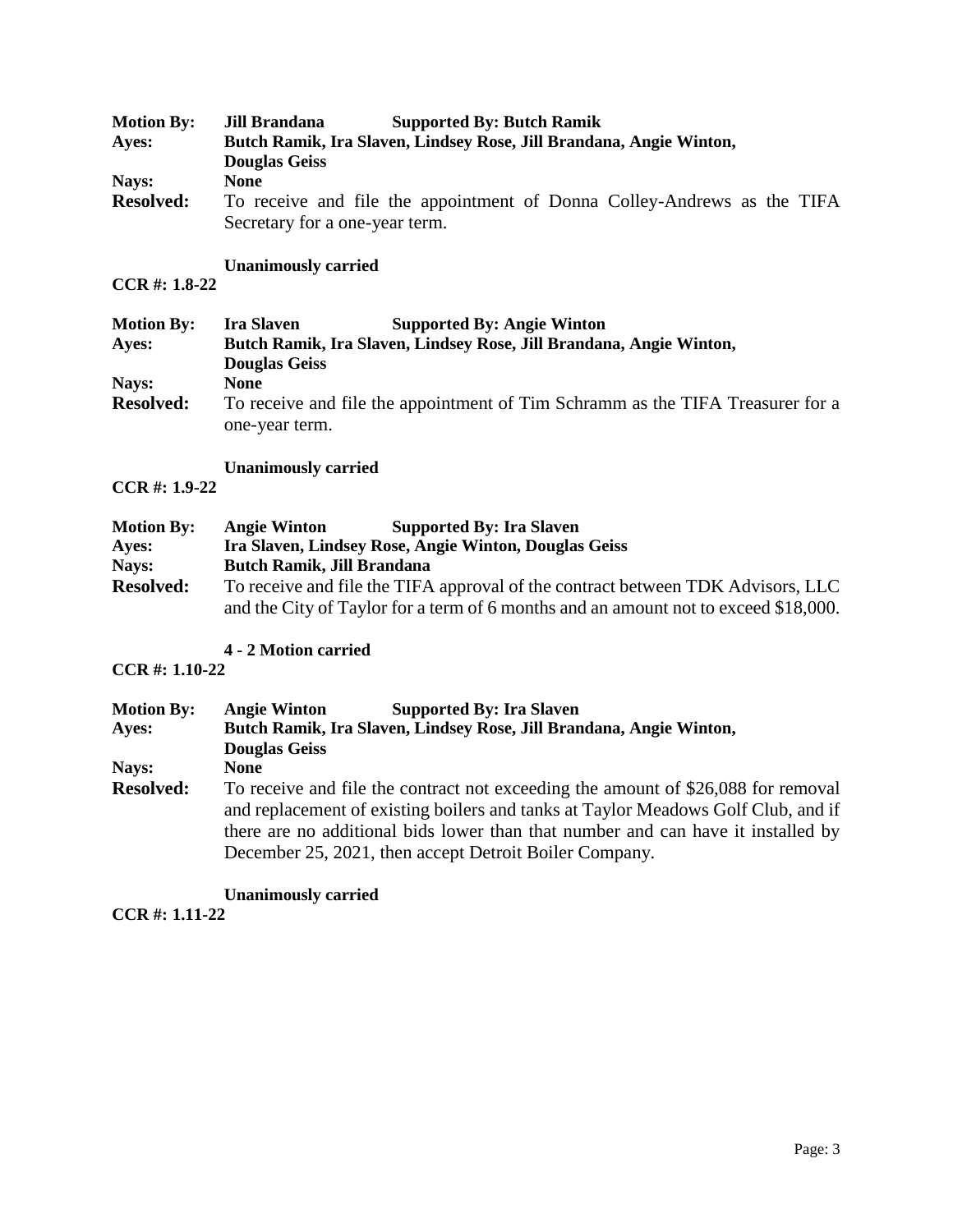**Motion By:** **Jill Brandana** **Supported By: Butch Ramik**
**Ayes:** **Butch Ramik, Ira Slaven, Lindsey Rose, Jill Brandana, Angie Winton, Douglas Geiss**
**Nays:** **None**
**Resolved:** To receive and file the appointment of Donna Colley-Andrews as the TIFA Secretary for a one-year term.

**Unanimously carried**

**CCR #: 1.8-22**

**Motion By:** **Ira Slaven** **Supported By: Angie Winton**
**Ayes:** **Butch Ramik, Ira Slaven, Lindsey Rose, Jill Brandana, Angie Winton, Douglas Geiss**
**Nays:** **None**
**Resolved:** To receive and file the appointment of Tim Schramm as the TIFA Treasurer for a one-year term.

**Unanimously carried**

**CCR #: 1.9-22**

**Motion By:** **Angie Winton** **Supported By: Ira Slaven**
**Ayes:** **Ira Slaven, Lindsey Rose, Angie Winton, Douglas Geiss**
**Nays:** **Butch Ramik, Jill Brandana**
**Resolved:** To receive and file the TIFA approval of the contract between TDK Advisors, LLC and the City of Taylor for a term of 6 months and an amount not to exceed $18,000.

**4 - 2 Motion carried**

**CCR #: 1.10-22**

**Motion By:** **Angie Winton** **Supported By: Ira Slaven**
**Ayes:** **Butch Ramik, Ira Slaven, Lindsey Rose, Jill Brandana, Angie Winton, Douglas Geiss**
**Nays:** **None**
**Resolved:** To receive and file the contract not exceeding the amount of $26,088 for removal and replacement of existing boilers and tanks at Taylor Meadows Golf Club, and if there are no additional bids lower than that number and can have it installed by December 25, 2021, then accept Detroit Boiler Company.

**Unanimously carried**

**CCR #: 1.11-22**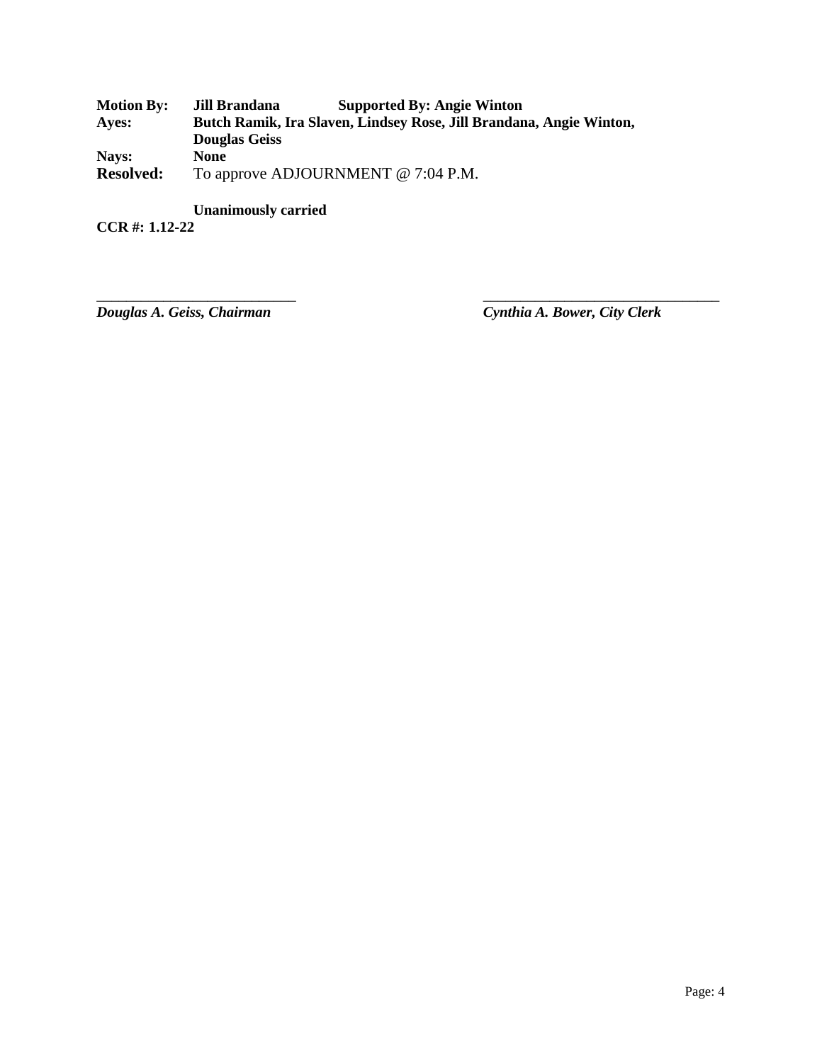**Motion By:** **Jill Brandana** **Supported By: Angie Winton**
**Ayes:** **Butch Ramik, Ira Slaven, Lindsey Rose, Jill Brandana, Angie Winton, Douglas Geiss**
**Nays:** **None**
**Resolved:** To approve ADJOURNMENT @ 7:04 P.M.

**Unanimously carried**

**CCR #: 1.12-22**

\_\_\_\_\_\_\_\_\_\_\_\_\_\_\_\_\_\_\_\_\_\_\_\_\_\_\_\_
***Douglas A. Geiss, Chairman***

\_\_\_\_\_\_\_\_\_\_\_\_\_\_\_\_\_\_\_\_\_\_\_\_\_\_\_\_\_\_\_\_\_\_
***Cynthia A. Bower, City Clerk***